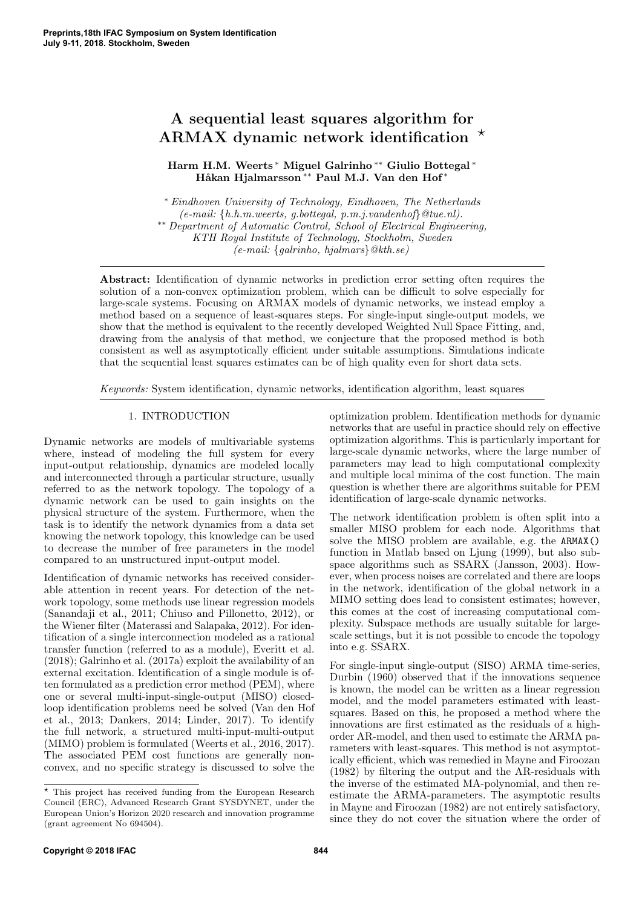# A sequential least squares algorithm for ARMAX dynamic network identification ⋆

**Harm H.M. Weerts ∗ Miguel Galrinho ∗∗ Giulio Bottegal ∗ Håkan Hjalmarsson ∗∗ Paul M.J. Van den Hof ∗**

∗ *Eindhoven University of Technology, Eindhoven, The Netherlands (e-mail: {h.h.m.weerts, g.bottegal, p.m.j.vandenhof}@tue.nl).*
∗∗ *Department of Automatic Control, School of Electrical Engineering, KTH Royal Institute of Technology, Stockholm, Sweden (e-mail: {galrinho, hjalmars}@kth.se)*

**Abstract:** Identification of dynamic networks in prediction error setting often requires the solution of a non-convex optimization problem, which can be difficult to solve especially for large-scale systems. Focusing on ARMAX models of dynamic networks, we instead employ a method based on a sequence of least-squares steps. For single-input single-output models, we show that the method is equivalent to the recently developed Weighted Null Space Fitting, and, drawing from the analysis of that method, we conjecture that the proposed method is both consistent as well as asymptotically efficient under suitable assumptions. Simulations indicate that the sequential least squares estimates can be of high quality even for short data sets.

*Keywords:* System identification, dynamic networks, identification algorithm, least squares

## 1. INTRODUCTION

Dynamic networks are models of multivariable systems where, instead of modeling the full system for every input-output relationship, dynamics are modeled locally and interconnected through a particular structure, usually referred to as the network topology. The topology of a dynamic network can be used to gain insights on the physical structure of the system. Furthermore, when the task is to identify the network dynamics from a data set knowing the network topology, this knowledge can be used to decrease the number of free parameters in the model compared to an unstructured input-output model.

Identification of dynamic networks has received considerable attention in recent years. For detection of the network topology, some methods use linear regression models (Sanandaji et al., 2011; Chiuso and Pillonetto, 2012), or the Wiener filter (Materassi and Salapaka, 2012). For identification of a single interconnection modeled as a rational transfer function (referred to as a module), Everitt et al. (2018); Galrinho et al. (2017a) exploit the availability of an external excitation. Identification of a single module is often formulated as a prediction error method (PEM), where one or several multi-input-single-output (MISO) closed-loop identification problems need be solved (Van den Hof et al., 2013; Dankers, 2014; Linder, 2017). To identify the full network, a structured multi-input-multi-output (MIMO) problem is formulated (Weerts et al., 2016, 2017). The associated PEM cost functions are generally non-convex, and no specific strategy is discussed to solve the optimization problem. Identification methods for dynamic networks that are useful in practice should rely on effective optimization algorithms. This is particularly important for large-scale dynamic networks, where the large number of parameters may lead to high computational complexity and multiple local minima of the cost function. The main question is whether there are algorithms suitable for PEM identification of large-scale dynamic networks.

The network identification problem is often split into a smaller MISO problem for each node. Algorithms that solve the MISO problem are available, e.g. the `ARMAX()` function in Matlab based on Ljung (1999), but also subspace algorithms such as SSARX (Jansson, 2003). However, when process noises are correlated and there are loops in the network, identification of the global network in a MIMO setting does lead to consistent estimates; however, this comes at the cost of increasing computational complexity. Subspace methods are usually suitable for large-scale settings, but it is not possible to encode the topology into e.g. SSARX.

For single-input single-output (SISO) ARMA time-series, Durbin (1960) observed that if the innovations sequence is known, the model can be written as a linear regression model, and the model parameters estimated with least-squares. Based on this, he proposed a method where the innovations are first estimated as the residuals of a high-order AR-model, and then used to estimate the ARMA parameters with least-squares. This method is not asymptotically efficient, which was remedied in Mayne and Firoozan (1982) by filtering the output and the AR-residuals with the inverse of the estimated MA-polynomial, and then re-estimate the ARMA-parameters. The asymptotic results in Mayne and Firoozan (1982) are not entirely satisfactory, since they do not cover the situation where the order of

⋆ This project has received funding from the European Research Council (ERC), Advanced Research Grant SYSDYNET, under the European Union's Horizon 2020 research and innovation programme (grant agreement No 694504).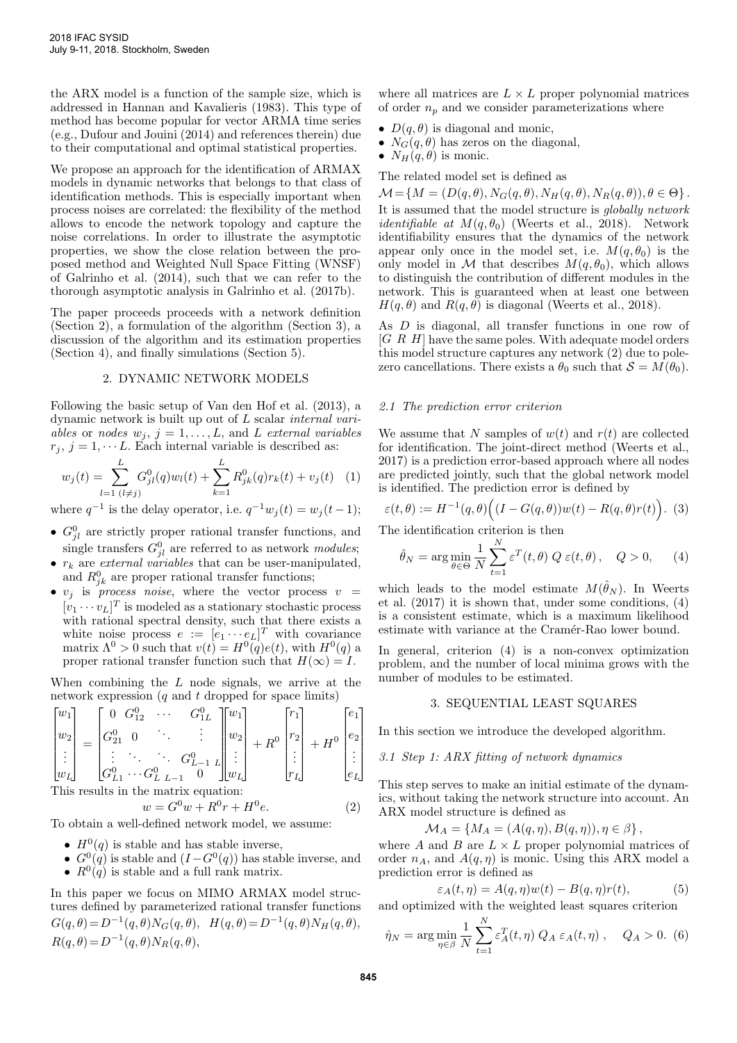the ARX model is a function of the sample size, which is addressed in Hannan and Kavalieris (1983). This type of method has become popular for vector ARMA time series (e.g., Dufour and Jouini (2014) and references therein) due to their computational and optimal statistical properties.

We propose an approach for the identification of ARMAX models in dynamic networks that belongs to that class of identification methods. This is especially important when process noises are correlated: the flexibility of the method allows to encode the network topology and capture the noise correlations. In order to illustrate the asymptotic properties, we show the close relation between the proposed method and Weighted Null Space Fitting (WNSF) of Galrinho et al. (2014), such that we can refer to the thorough asymptotic analysis in Galrinho et al. (2017b).

The paper proceeds proceeds with a network definition (Section 2), a formulation of the algorithm (Section 3), a discussion of the algorithm and its estimation properties (Section 4), and finally simulations (Section 5).

## 2. DYNAMIC NETWORK MODELS

Following the basic setup of Van den Hof et al. (2013), a dynamic network is built up out of $L$ scalar *internal variables* or *nodes* $w_j$, $j = 1, \ldots, L$, and $L$ *external variables* $r_j$, $j = 1, \cdots L$. Each internal variable is described as:

$$w_j(t) = \sum_{l=1\ (l\neq j)}^{L} G^0_{jl}(q)w_l(t) + \sum_{k=1}^{L} R^0_{jk}(q)r_k(t) + v_j(t) \quad (1)$$

where $q^{-1}$ is the delay operator, i.e. $q^{-1}w_j(t) = w_j(t-1)$;

- $G^0_{jl}$ are strictly proper rational transfer functions, and single transfers $G^0_{jl}$ are referred to as network *modules*;
- $r_k$ are *external variables* that can be user-manipulated, and $R^0_{jk}$ are proper rational transfer functions;
- $v_j$ is *process noise*, where the vector process $v = [v_1 \cdots v_L]^T$ is modeled as a stationary stochastic process with rational spectral density, such that there exists a white noise process $e := [e_1 \cdots e_L]^T$ with covariance matrix $\Lambda^0 > 0$ such that $v(t) = H^0(q)e(t)$, with $H^0(q)$ a proper rational transfer function such that $H(\infty) = I$.

When combining the $L$ node signals, we arrive at the network expression ($q$ and $t$ dropped for space limits)

$$\begin{bmatrix} w_1 \\ w_2 \\ \vdots \\ w_L \end{bmatrix} = \begin{bmatrix} 0 & G^0_{12} & \cdots & G^0_{1L} \\ G^0_{21} & 0 & \ddots & \vdots \\ \vdots & \ddots & \ddots & G^0_{L-1\ L} \\ G^0_{L1} & \cdots & G^0_{L\ L-1} & 0 \end{bmatrix} \begin{bmatrix} w_1 \\ w_2 \\ \vdots \\ w_L \end{bmatrix} + R^0 \begin{bmatrix} r_1 \\ r_2 \\ \vdots \\ r_L \end{bmatrix} + H^0 \begin{bmatrix} e_1 \\ e_2 \\ \vdots \\ e_L \end{bmatrix}$$

This results in the matrix equation:

$$w = G^0 w + R^0 r + H^0 e. \quad (2)$$

To obtain a well-defined network model, we assume:

- $H^0(q)$ is stable and has stable inverse,
- $G^0(q)$ is stable and $(I - G^0(q))$ has stable inverse, and
- $R^0(q)$ is stable and a full rank matrix.

In this paper we focus on MIMO ARMAX model structures defined by parameterized rational transfer functions
$G(q,\theta) = D^{-1}(q,\theta)N_G(q,\theta)$, $H(q,\theta) = D^{-1}(q,\theta)N_H(q,\theta)$,
$R(q,\theta) = D^{-1}(q,\theta)N_R(q,\theta)$,

where all matrices are $L \times L$ proper polynomial matrices of order $n_p$ and we consider parameterizations where

- $D(q,\theta)$ is diagonal and monic,
- $N_G(q,\theta)$ has zeros on the diagonal,
- $N_H(q,\theta)$ is monic.

The related model set is defined as

$\mathcal{M} = \{M = (D(q,\theta), N_G(q,\theta), N_H(q,\theta), N_R(q,\theta)), \theta \in \Theta\}$.

It is assumed that the model structure is *globally network identifiable at* $M(q,\theta_0)$ (Weerts et al., 2018). Network identifiability ensures that the dynamics of the network appear only once in the model set, i.e. $M(q,\theta_0)$ is the only model in $\mathcal{M}$ that describes $M(q,\theta_0)$, which allows to distinguish the contribution of different modules in the network. This is guaranteed when at least one between $H(q,\theta)$ and $R(q,\theta)$ is diagonal (Weerts et al., 2018).

As $D$ is diagonal, all transfer functions in one row of $[G\ R\ H]$ have the same poles. With adequate model orders this model structure captures any network (2) due to pole-zero cancellations. There exists a $\theta_0$ such that $\mathcal{S} = M(\theta_0)$.

### 2.1 The prediction error criterion

We assume that $N$ samples of $w(t)$ and $r(t)$ are collected for identification. The joint-direct method (Weerts et al., 2017) is a prediction error-based approach where all nodes are predicted jointly, such that the global network model is identified. The prediction error is defined by

$$\varepsilon(t,\theta) := H^{-1}(q,\theta)\Big((I - G(q,\theta))w(t) - R(q,\theta)r(t)\Big). \quad (3)$$

The identification criterion is then

$$\hat{\theta}_N = \arg\min_{\theta\in\Theta} \frac{1}{N}\sum_{t=1}^{N} \varepsilon^T(t,\theta)\ Q\ \varepsilon(t,\theta), \quad Q > 0, \quad (4)$$

which leads to the model estimate $M(\hat{\theta}_N)$. In Weerts et al. (2017) it is shown that, under some conditions, (4) is a consistent estimate, which is a maximum likelihood estimate with variance at the Cramér-Rao lower bound.

In general, criterion (4) is a non-convex optimization problem, and the number of local minima grows with the number of modules to be estimated.

## 3. SEQUENTIAL LEAST SQUARES

In this section we introduce the developed algorithm.

### 3.1 Step 1: ARX fitting of network dynamics

This step serves to make an initial estimate of the dynamics, without taking the network structure into account. An ARX model structure is defined as

$$\mathcal{M}_A = \{M_A = (A(q,\eta), B(q,\eta)), \eta \in \beta\},$$

where $A$ and $B$ are $L \times L$ proper polynomial matrices of order $n_A$, and $A(q,\eta)$ is monic. Using this ARX model a prediction error is defined as

$$\varepsilon_A(t,\eta) = A(q,\eta)w(t) - B(q,\eta)r(t), \quad (5)$$

and optimized with the weighted least squares criterion

$$\hat{\eta}_N = \arg\min_{\eta\in\beta} \frac{1}{N}\sum_{t=1}^{N} \varepsilon_A^T(t,\eta)\ Q_A\ \varepsilon_A(t,\eta)\ , \quad Q_A > 0. \quad (6)$$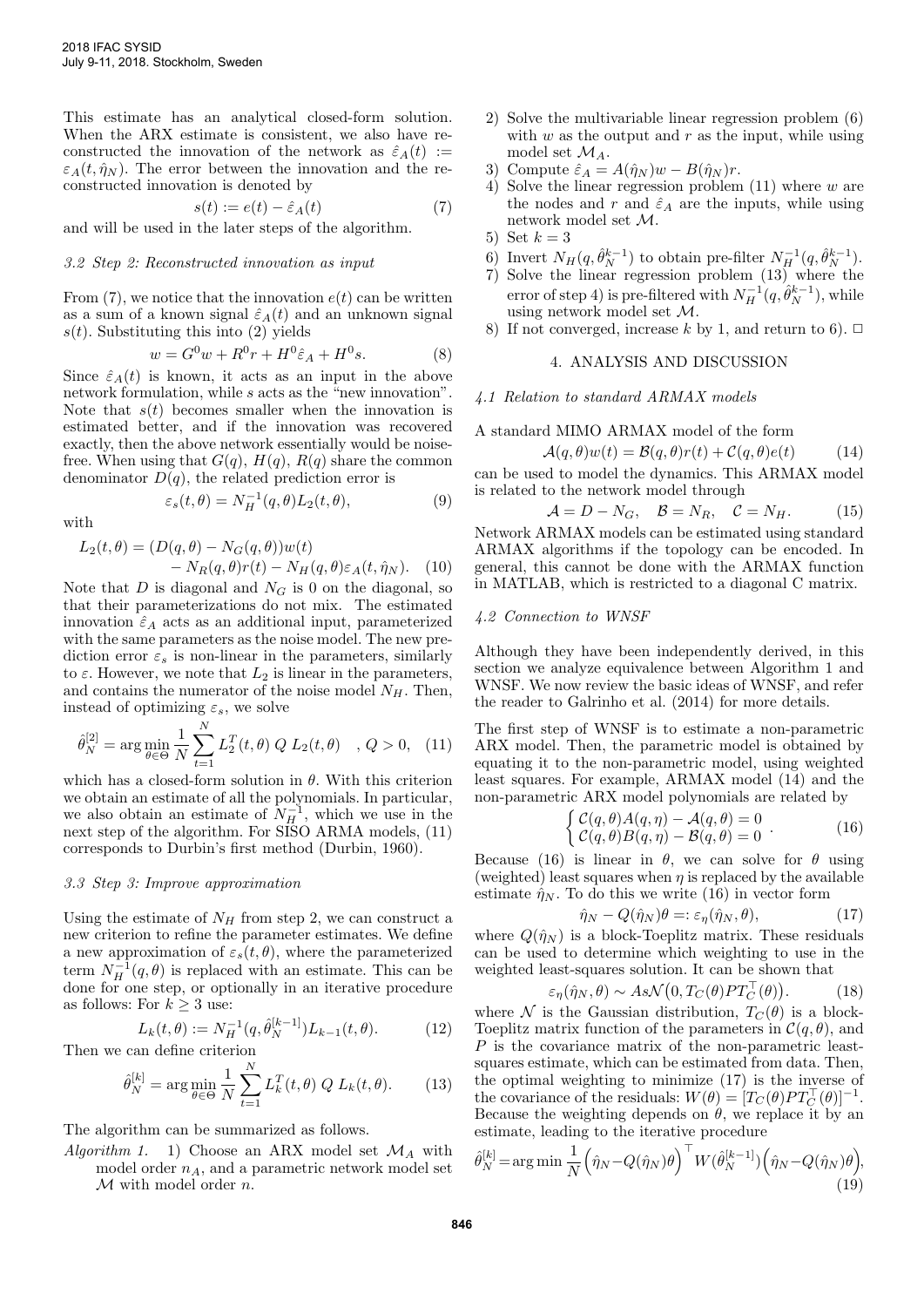This estimate has an analytical closed-form solution. When the ARX estimate is consistent, we also have reconstructed the innovation of the network as $\hat{\varepsilon}_A(t) := \varepsilon_A(t, \hat{\eta}_N)$. The error between the innovation and the reconstructed innovation is denoted by

$$s(t) := e(t) - \hat{\varepsilon}_A(t) \tag{7}$$

and will be used in the later steps of the algorithm.

### 3.2 Step 2: Reconstructed innovation as input

From (7), we notice that the innovation $e(t)$ can be written as a sum of a known signal $\hat{\varepsilon}_A(t)$ and an unknown signal $s(t)$. Substituting this into (2) yields

$$w = G^0 w + R^0 r + H^0 \hat{\varepsilon}_A + H^0 s. \tag{8}$$

Since $\hat{\varepsilon}_A(t)$ is known, it acts as an input in the above network formulation, while $s$ acts as the "new innovation". Note that $s(t)$ becomes smaller when the innovation is estimated better, and if the innovation was recovered exactly, then the above network essentially would be noise-free. When using that $G(q)$, $H(q)$, $R(q)$ share the common denominator $D(q)$, the related prediction error is

$$\varepsilon_s(t, \theta) = N_H^{-1}(q, \theta) L_2(t, \theta), \tag{9}$$

with

$$\begin{aligned} L_2(t, \theta) = &(D(q, \theta) - N_G(q, \theta)) w(t) \\ &- N_R(q, \theta) r(t) - N_H(q, \theta) \varepsilon_A(t, \hat{\eta}_N). \end{aligned} \tag{10}$$

Note that $D$ is diagonal and $N_G$ is 0 on the diagonal, so that their parameterizations do not mix. The estimated innovation $\hat{\varepsilon}_A$ acts as an additional input, parameterized with the same parameters as the noise model. The new prediction error $\varepsilon_s$ is non-linear in the parameters, similarly to $\varepsilon$. However, we note that $L_2$ is linear in the parameters, and contains the numerator of the noise model $N_H$. Then, instead of optimizing $\varepsilon_s$, we solve

$$\hat{\theta}_N^{[2]} = \arg\min_{\theta \in \Theta} \frac{1}{N} \sum_{t=1}^{N} L_2^T(t, \theta) \; Q \; L_2(t, \theta) \quad , Q > 0, \tag{11}$$

which has a closed-form solution in $\theta$. With this criterion we obtain an estimate of all the polynomials. In particular, we also obtain an estimate of $N_H^{-1}$, which we use in the next step of the algorithm. For SISO ARMA models, (11) corresponds to Durbin's first method (Durbin, 1960).

### 3.3 Step 3: Improve approximation

Using the estimate of $N_H$ from step 2, we can construct a new criterion to refine the parameter estimates. We define a new approximation of $\varepsilon_s(t, \theta)$, where the parameterized term $N_H^{-1}(q, \theta)$ is replaced with an estimate. This can be done for one step, or optionally in an iterative procedure as follows: For $k \geq 3$ use:

$$L_k(t, \theta) := N_H^{-1}(q, \hat{\theta}_N^{[k-1]}) L_{k-1}(t, \theta). \tag{12}$$

Then we can define criterion

$$\hat{\theta}_N^{[k]} = \arg\min_{\theta \in \Theta} \frac{1}{N} \sum_{t=1}^{N} L_k^T(t, \theta) \; Q \; L_k(t, \theta). \tag{13}$$

The algorithm can be summarized as follows.

*Algorithm 1.*
1) Choose an ARX model set $\mathcal{M}_A$ with model order $n_A$, and a parametric network model set $\mathcal{M}$ with model order $n$.
2) Solve the multivariable linear regression problem (6) with $w$ as the output and $r$ as the input, while using model set $\mathcal{M}_A$.
3) Compute $\hat{\varepsilon}_A = A(\hat{\eta}_N) w - B(\hat{\eta}_N) r$.
4) Solve the linear regression problem (11) where $w$ are the nodes and $r$ and $\hat{\varepsilon}_A$ are the inputs, while using network model set $\mathcal{M}$.
5) Set $k = 3$
6) Invert $N_H(q, \hat{\theta}_N^{k-1})$ to obtain pre-filter $N_H^{-1}(q, \hat{\theta}_N^{k-1})$.
7) Solve the linear regression problem (13) where the error of step 4) is pre-filtered with $N_H^{-1}(q, \hat{\theta}_N^{k-1})$, while using network model set $\mathcal{M}$.
8) If not converged, increase $k$ by 1, and return to 6). □

## 4. ANALYSIS AND DISCUSSION

### 4.1 Relation to standard ARMAX models

A standard MIMO ARMAX model of the form

$$\mathcal{A}(q, \theta) w(t) = \mathcal{B}(q, \theta) r(t) + \mathcal{C}(q, \theta) e(t) \tag{14}$$

can be used to model the dynamics. This ARMAX model is related to the network model through

$$\mathcal{A} = D - N_G, \quad \mathcal{B} = N_R, \quad \mathcal{C} = N_H. \tag{15}$$

Network ARMAX models can be estimated using standard ARMAX algorithms if the topology can be encoded. In general, this cannot be done with the ARMAX function in MATLAB, which is restricted to a diagonal C matrix.

### 4.2 Connection to WNSF

Although they have been independently derived, in this section we analyze equivalence between Algorithm 1 and WNSF. We now review the basic ideas of WNSF, and refer the reader to Galrinho et al. (2014) for more details.

The first step of WNSF is to estimate a non-parametric ARX model. Then, the parametric model is obtained by equating it to the non-parametric model, using weighted least squares. For example, ARMAX model (14) and the non-parametric ARX model polynomials are related by

$$\begin{cases} \mathcal{C}(q, \theta) A(q, \eta) - \mathcal{A}(q, \theta) = 0 \\ \mathcal{C}(q, \theta) B(q, \eta) - \mathcal{B}(q, \theta) = 0 \end{cases}. \tag{16}$$

Because (16) is linear in $\theta$, we can solve for $\theta$ using (weighted) least squares when $\eta$ is replaced by the available estimate $\hat{\eta}_N$. To do this we write (16) in vector form

$$\hat{\eta}_N - Q(\hat{\eta}_N)\theta =: \varepsilon_\eta(\hat{\eta}_N, \theta), \tag{17}$$

where $Q(\hat{\eta}_N)$ is a block-Toeplitz matrix. These residuals can be used to determine which weighting to use in the weighted least-squares solution. It can be shown that

$$\varepsilon_\eta(\hat{\eta}_N, \theta) \sim As\mathcal{N}\big(0, T_C(\theta) P T_C^\top(\theta)\big). \tag{18}$$

where $\mathcal{N}$ is the Gaussian distribution, $T_C(\theta)$ is a block-Toeplitz matrix function of the parameters in $\mathcal{C}(q, \theta)$, and $P$ is the covariance matrix of the non-parametric least-squares estimate, which can be estimated from data. Then, the optimal weighting to minimize (17) is the inverse of the covariance of the residuals: $W(\theta) = [T_C(\theta) P T_C^\top(\theta)]^{-1}$. Because the weighting depends on $\theta$, we replace it by an estimate, leading to the iterative procedure

$$\hat{\theta}_N^{[k]} = \arg\min \frac{1}{N} \Big(\hat{\eta}_N - Q(\hat{\eta}_N)\theta\Big)^\top W(\hat{\theta}_N^{[k-1]}) \Big(\hat{\eta}_N - Q(\hat{\eta}_N)\theta\Big), \tag{19}$$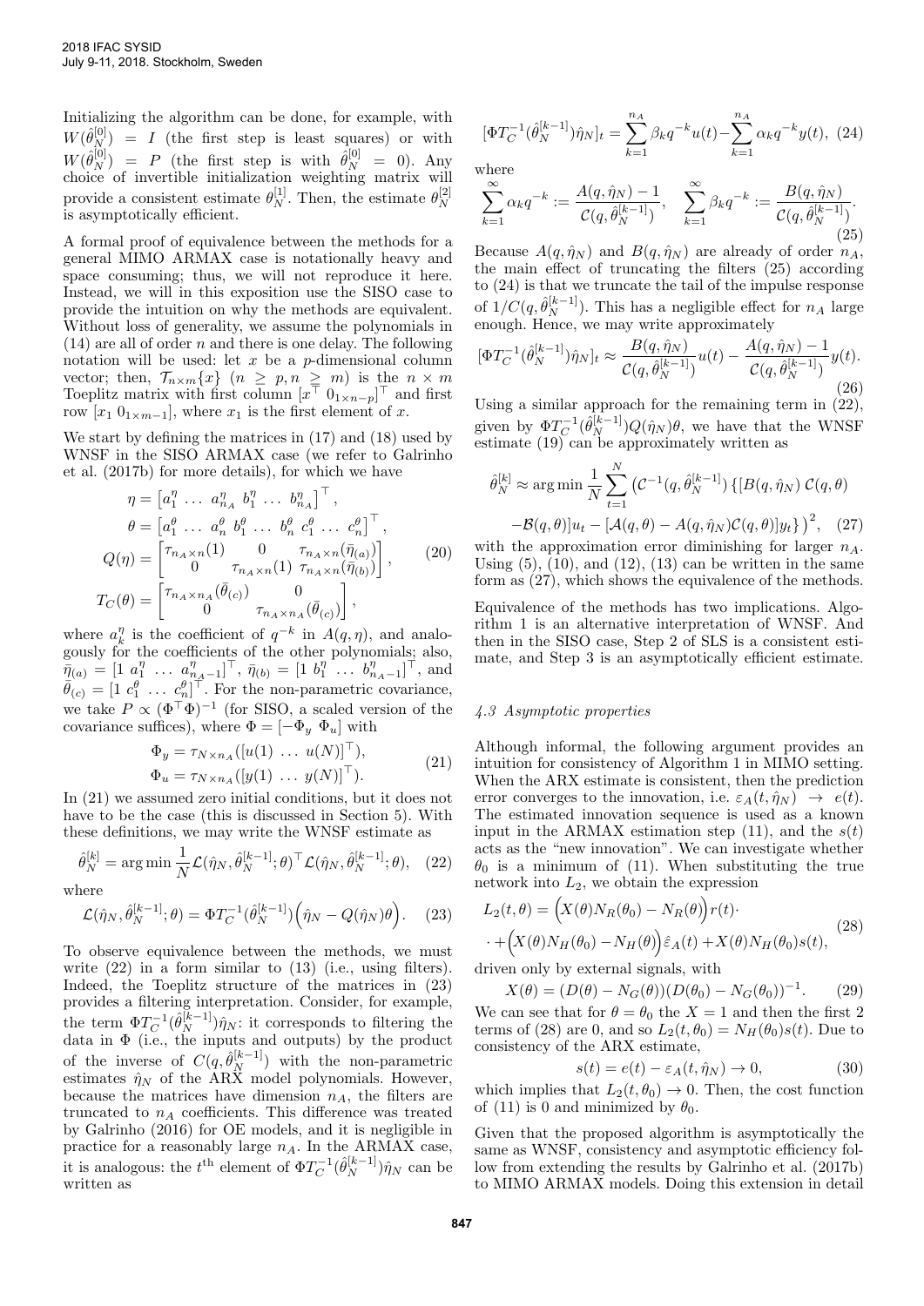Initializing the algorithm can be done, for example, with $W(\hat{\theta}_N^{[0]}) = I$ (the first step is least squares) or with $W(\hat{\theta}_N^{[0]}) = P$ (the first step is with $\hat{\theta}_N^{[0]} = 0$). Any choice of invertible initialization weighting matrix will provide a consistent estimate $\theta_N^{[1]}$. Then, the estimate $\theta_N^{[2]}$ is asymptotically efficient.

A formal proof of equivalence between the methods for a general MIMO ARMAX case is notationally heavy and space consuming; thus, we will not reproduce it here. Instead, we will in this exposition use the SISO case to provide the intuition on why the methods are equivalent. Without loss of generality, we assume the polynomials in (14) are all of order $n$ and there is one delay. The following notation will be used: let $x$ be a $p$-dimensional column vector; then, $\mathcal{T}_{n\times m}\{x\}$ $(n \geq p, n \geq m)$ is the $n \times m$ Toeplitz matrix with first column $[x^\top \; 0_{1\times n-p}]^\top$ and first row $[x_1 \; 0_{1\times m-1}]$, where $x_1$ is the first element of $x$.

We start by defining the matrices in (17) and (18) used by WNSF in the SISO ARMAX case (we refer to Galrinho et al. (2017b) for more details), for which we have

$$
\begin{aligned}
\eta &= \begin{bmatrix} a_1^\eta & \dots & a_{n_A}^\eta & b_1^\eta & \dots & b_{n_A}^\eta \end{bmatrix}^\top, \\
\theta &= \begin{bmatrix} a_1^\theta & \dots & a_n^\theta & b_1^\theta & \dots & b_n^\theta & c_1^\theta & \dots & c_n^\theta \end{bmatrix}^\top, \\
Q(\eta) &= \begin{bmatrix} \tau_{n_A\times n}(1) & 0 & \tau_{n_A\times n}(\bar{\eta}_{(a)}) \\ 0 & \tau_{n_A\times n}(1) & \tau_{n_A\times n}(\bar{\eta}_{(b)}) \end{bmatrix}, \\
T_C(\theta) &= \begin{bmatrix} \tau_{n_A\times n_A}(\bar{\theta}_{(c)}) & 0 \\ 0 & \tau_{n_A\times n_A}(\bar{\theta}_{(c)}) \end{bmatrix},
\end{aligned}
\tag{20}
$$

where $a_k^\eta$ is the coefficient of $q^{-k}$ in $A(q,\eta)$, and analogously for the coefficients of the other polynomials; also, $\bar{\eta}_{(a)} = [1 \; a_1^\eta \; \dots \; a_{n_A-1}^\eta]^\top$, $\bar{\eta}_{(b)} = [1 \; b_1^\eta \; \dots \; b_{n_A-1}^\eta]^\top$, and $\bar{\theta}_{(c)} = [1 \; c_1^\theta \; \dots \; c_n^\theta]^\top$. For the non-parametric covariance, we take $P \propto (\Phi^\top\Phi)^{-1}$ (for SISO, a scaled version of the covariance suffices), where $\Phi = [-\Phi_y \; \Phi_u]$ with

$$
\begin{aligned}
\Phi_y &= \tau_{N\times n_A}([u(1) \; \dots \; u(N)]^\top), \\
\Phi_u &= \tau_{N\times n_A}([y(1) \; \dots \; y(N)]^\top).
\end{aligned}
\tag{21}
$$

In (21) we assumed zero initial conditions, but it does not have to be the case (this is discussed in Section 5). With these definitions, we may write the WNSF estimate as

$$
\hat{\theta}_N^{[k]} = \arg\min \frac{1}{N}\mathcal{L}(\hat{\eta}_N, \hat{\theta}_N^{[k-1]}; \theta)^\top \mathcal{L}(\hat{\eta}_N, \hat{\theta}_N^{[k-1]}; \theta), \tag{22}
$$

where

$$
\mathcal{L}(\hat{\eta}_N, \hat{\theta}_N^{[k-1]}; \theta) = \Phi T_C^{-1}(\hat{\theta}_N^{[k-1]})\Big(\hat{\eta}_N - Q(\hat{\eta}_N)\theta\Big). \tag{23}
$$

To observe equivalence between the methods, we must write (22) in a form similar to (13) (i.e., using filters). Indeed, the Toeplitz structure of the matrices in (23) provides a filtering interpretation. Consider, for example, the term $\Phi T_C^{-1}(\hat{\theta}_N^{[k-1]})\hat{\eta}_N$: it corresponds to filtering the data in $\Phi$ (i.e., the inputs and outputs) by the product of the inverse of $C(q, \hat{\theta}_N^{[k-1]})$ with the non-parametric estimates $\hat{\eta}_N$ of the ARX model polynomials. However, because the matrices have dimension $n_A$, the filters are truncated to $n_A$ coefficients. This difference was treated by Galrinho (2016) for OE models, and it is negligible in practice for a reasonably large $n_A$. In the ARMAX case, it is analogous: the $t^{\text{th}}$ element of $\Phi T_C^{-1}(\hat{\theta}_N^{[k-1]})\hat{\eta}_N$ can be written as

$$
[\Phi T_C^{-1}(\hat{\theta}_N^{[k-1]})\hat{\eta}_N]_t = \sum_{k=1}^{n_A}\beta_k q^{-k}u(t) - \sum_{k=1}^{n_A}\alpha_k q^{-k}y(t), \tag{24}
$$

where

$$
\sum_{k=1}^{\infty}\alpha_k q^{-k} := \frac{A(q,\hat{\eta}_N) - 1}{\mathcal{C}(q, \hat{\theta}_N^{[k-1]})}, \quad \sum_{k=1}^{\infty}\beta_k q^{-k} := \frac{B(q,\hat{\eta}_N)}{\mathcal{C}(q, \hat{\theta}_N^{[k-1]})}. \tag{25}
$$

Because $A(q,\hat{\eta}_N)$ and $B(q,\hat{\eta}_N)$ are already of order $n_A$, the main effect of truncating the filters (25) according to (24) is that we truncate the tail of the impulse response of $1/C(q, \hat{\theta}_N^{[k-1]})$. This has a negligible effect for $n_A$ large enough. Hence, we may write approximately

$$
[\Phi T_C^{-1}(\hat{\theta}_N^{[k-1]})\hat{\eta}_N]_t \approx \frac{B(q,\hat{\eta}_N)}{\mathcal{C}(q, \hat{\theta}_N^{[k-1]})}u(t) - \frac{A(q,\hat{\eta}_N) - 1}{\mathcal{C}(q, \hat{\theta}_N^{[k-1]})}y(t). \tag{26}
$$

Using a similar approach for the remaining term in (22), given by $\Phi T_C^{-1}(\hat{\theta}_N^{[k-1]})Q(\hat{\eta}_N)\theta$, we have that the WNSF estimate (19) can be approximately written as

$$
\begin{aligned}
\hat{\theta}_N^{[k]} \approx \arg\min \frac{1}{N}\sum_{t=1}^{N}\big(\mathcal{C}^{-1}(q, \hat{\theta}_N^{[k-1]})\,\{[B(q,\hat{\eta}_N)\,\mathcal{C}(q,\theta) \\
-\mathcal{B}(q,\theta)]u_t - [\mathcal{A}(q,\theta) - A(q,\hat{\eta}_N)\mathcal{C}(q,\theta)]y_t\}\big)^2,
\end{aligned}
\tag{27}
$$

with the approximation error diminishing for larger $n_A$. Using (5), (10), and (12), (13) can be written in the same form as (27), which shows the equivalence of the methods.

Equivalence of the methods has two implications. Algorithm 1 is an alternative interpretation of WNSF. And then in the SISO case, Step 2 of SLS is a consistent estimate, and Step 3 is an asymptotically efficient estimate.

### 4.3 Asymptotic properties

Although informal, the following argument provides an intuition for consistency of Algorithm 1 in MIMO setting. When the ARX estimate is consistent, then the prediction error converges to the innovation, i.e. $\varepsilon_A(t,\hat{\eta}_N) \to e(t)$. The estimated innovation sequence is used as a known input in the ARMAX estimation step (11), and the $s(t)$ acts as the "new innovation". We can investigate whether $\theta_0$ is a minimum of (11). When substituting the true network into $L_2$, we obtain the expression

$$
\begin{aligned}
L_2(t,\theta) &= \Big(X(\theta)N_R(\theta_0) - N_R(\theta)\Big)r(t)\cdot \\
&\cdot + \Big(X(\theta)N_H(\theta_0) - N_H(\theta)\Big)\hat{\varepsilon}_A(t) + X(\theta)N_H(\theta_0)s(t),
\end{aligned}
\tag{28}
$$

driven only by external signals, with

$$
X(\theta) = (D(\theta) - N_G(\theta))(D(\theta_0) - N_G(\theta_0))^{-1}. \tag{29}
$$

We can see that for $\theta = \theta_0$ the $X = 1$ and then the first 2 terms of (28) are 0, and so $L_2(t,\theta_0) = N_H(\theta_0)s(t)$. Due to consistency of the ARX estimate,

$$
s(t) = e(t) - \varepsilon_A(t,\hat{\eta}_N) \to 0, \tag{30}
$$

which implies that $L_2(t,\theta_0) \to 0$. Then, the cost function of (11) is 0 and minimized by $\theta_0$.

Given that the proposed algorithm is asymptotically the same as WNSF, consistency and asymptotic efficiency follow from extending the results by Galrinho et al. (2017b) to MIMO ARMAX models. Doing this extension in detail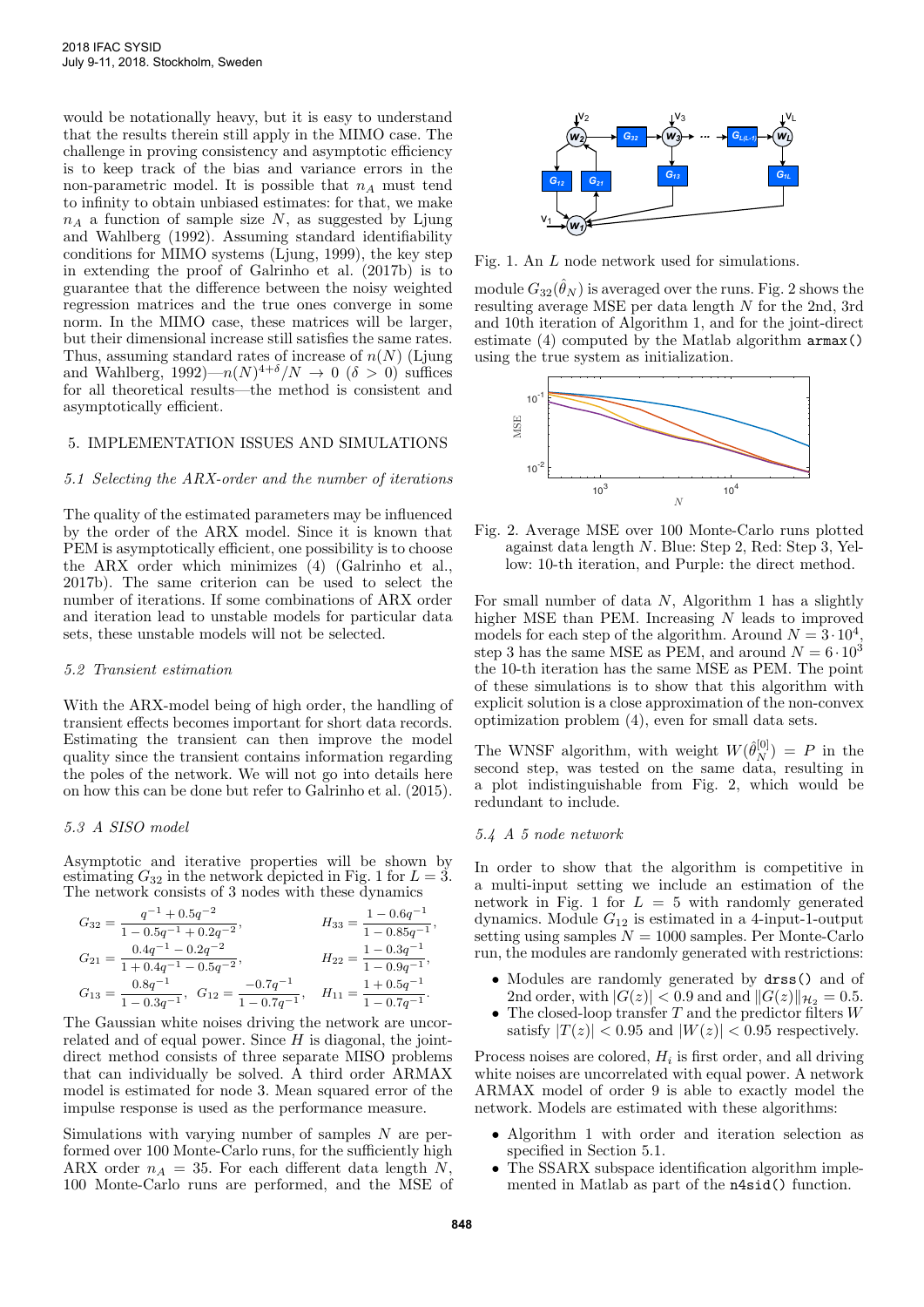would be notationally heavy, but it is easy to understand that the results therein still apply in the MIMO case. The challenge in proving consistency and asymptotic efficiency is to keep track of the bias and variance errors in the non-parametric model. It is possible that $n_A$ must tend to infinity to obtain unbiased estimates: for that, we make $n_A$ a function of sample size $N$, as suggested by Ljung and Wahlberg (1992). Assuming standard identifiability conditions for MIMO systems (Ljung, 1999), the key step in extending the proof of Galrinho et al. (2017b) is to guarantee that the difference between the noisy weighted regression matrices and the true ones converge in some norm. In the MIMO case, these matrices will be larger, but their dimensional increase still satisfies the same rates. Thus, assuming standard rates of increase of $n(N)$ (Ljung and Wahlberg, 1992)—$n(N)^{4+\delta}/N \to 0$ ($\delta > 0$) suffices for all theoretical results—the method is consistent and asymptotically efficient.

## 5. IMPLEMENTATION ISSUES AND SIMULATIONS

### *5.1 Selecting the ARX-order and the number of iterations*

The quality of the estimated parameters may be influenced by the order of the ARX model. Since it is known that PEM is asymptotically efficient, one possibility is to choose the ARX order which minimizes (4) (Galrinho et al., 2017b). The same criterion can be used to select the number of iterations. If some combinations of ARX order and iteration lead to unstable models for particular data sets, these unstable models will not be selected.

### *5.2 Transient estimation*

With the ARX-model being of high order, the handling of transient effects becomes important for short data records. Estimating the transient can then improve the model quality since the transient contains information regarding the poles of the network. We will not go into details here on how this can be done but refer to Galrinho et al. (2015).

### *5.3 A SISO model*

Asymptotic and iterative properties will be shown by estimating $G_{32}$ in the network depicted in Fig. 1 for $L = 3$. The network consists of 3 nodes with these dynamics

$$G_{32} = \frac{q^{-1} + 0.5q^{-2}}{1 - 0.5q^{-1} + 0.2q^{-2}}, \qquad H_{33} = \frac{1 - 0.6q^{-1}}{1 - 0.85q^{-1}},$$

$$G_{21} = \frac{0.4q^{-1} - 0.2q^{-2}}{1 + 0.4q^{-1} - 0.5q^{-2}}, \qquad H_{22} = \frac{1 - 0.3q^{-1}}{1 - 0.9q^{-1}},$$

$$G_{13} = \frac{0.8q^{-1}}{1 - 0.3q^{-1}}, \quad G_{12} = \frac{-0.7q^{-1}}{1 - 0.7q^{-1}}, \qquad H_{11} = \frac{1 + 0.5q^{-1}}{1 - 0.7q^{-1}}.$$

The Gaussian white noises driving the network are uncorrelated and of equal power. Since $H$ is diagonal, the joint-direct method consists of three separate MISO problems that can individually be solved. A third order ARMAX model is estimated for node 3. Mean squared error of the impulse response is used as the performance measure.

Simulations with varying number of samples $N$ are performed over 100 Monte-Carlo runs, for the sufficiently high ARX order $n_A = 35$. For each different data length $N$, 100 Monte-Carlo runs are performed, and the MSE of module $G_{32}(\hat{\theta}_N)$ is averaged over the runs. Fig. 2 shows the resulting average MSE per data length $N$ for the 2nd, 3rd and 10th iteration of Algorithm 1, and for the joint-direct estimate (4) computed by the Matlab algorithm `armax()` using the true system as initialization.

Fig. 1. An $L$ node network used for simulations.

Fig. 2. Average MSE over 100 Monte-Carlo runs plotted against data length $N$. Blue: Step 2, Red: Step 3, Yellow: 10-th iteration, and Purple: the direct method.

For small number of data $N$, Algorithm 1 has a slightly higher MSE than PEM. Increasing $N$ leads to improved models for each step of the algorithm. Around $N = 3 \cdot 10^4$, step 3 has the same MSE as PEM, and around $N = 6 \cdot 10^3$ the 10-th iteration has the same MSE as PEM. The point of these simulations is to show that this algorithm with explicit solution is a close approximation of the non-convex optimization problem (4), even for small data sets.

The WNSF algorithm, with weight $W(\hat{\theta}_N^{[0]}) = P$ in the second step, was tested on the same data, resulting in a plot indistinguishable from Fig. 2, which would be redundant to include.

### *5.4 A 5 node network*

In order to show that the algorithm is competitive in a multi-input setting we include an estimation of the network in Fig. 1 for $L = 5$ with randomly generated dynamics. Module $G_{12}$ is estimated in a 4-input-1-output setting using samples $N = 1000$ samples. Per Monte-Carlo run, the modules are randomly generated with restrictions:

- Modules are randomly generated by `drss()` and of 2nd order, with $|G(z)| < 0.9$ and and $\|G(z)\|_{\mathcal{H}_2} = 0.5$.
- The closed-loop transfer $T$ and the predictor filters $W$ satisfy $|T(z)| < 0.95$ and $|W(z)| < 0.95$ respectively.

Process noises are colored, $H_i$ is first order, and all driving white noises are uncorrelated with equal power. A network ARMAX model of order 9 is able to exactly model the network. Models are estimated with these algorithms:

- Algorithm 1 with order and iteration selection as specified in Section 5.1.
- The SSARX subspace identification algorithm implemented in Matlab as part of the `n4sid()` function.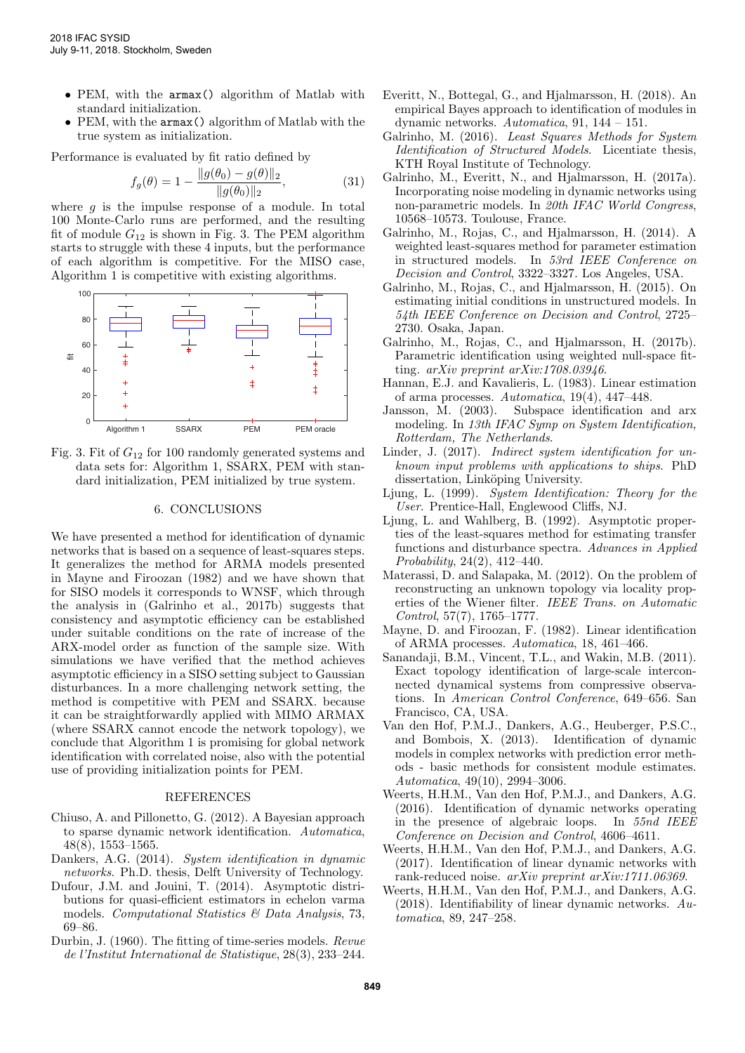- PEM, with the `armax()` algorithm of Matlab with standard initialization.
- PEM, with the `armax()` algorithm of Matlab with the true system as initialization.

Performance is evaluated by fit ratio defined by

$$f_g(\theta) = 1 - \frac{\|g(\theta_0) - g(\theta)\|_2}{\|g(\theta_0)\|_2}, \tag{31}$$

where $g$ is the impulse response of a module. In total 100 Monte-Carlo runs are performed, and the resulting fit of module $G_{12}$ is shown in Fig. 3. The PEM algorithm starts to struggle with these 4 inputs, but the performance of each algorithm is competitive. For the MISO case, Algorithm 1 is competitive with existing algorithms.

100
80
60
40
20
0
fit
Algorithm 1
SSARX
PEM
PEM oracle

Fig. 3. Fit of $G_{12}$ for 100 randomly generated systems and data sets for: Algorithm 1, SSARX, PEM with standard initialization, PEM initialized by true system.

## 6. CONCLUSIONS

We have presented a method for identification of dynamic networks that is based on a sequence of least-squares steps. It generalizes the method for ARMA models presented in Mayne and Firoozan (1982) and we have shown that for SISO models it corresponds to WNSF, which through the analysis in (Galrinho et al., 2017b) suggests that consistency and asymptotic efficiency can be established under suitable conditions on the rate of increase of the ARX-model order as function of the sample size. With simulations we have verified that the method achieves asymptotic efficiency in a SISO setting subject to Gaussian disturbances. In a more challenging network setting, the method is competitive with PEM and SSARX. because it can be straightforwardly applied with MIMO ARMAX (where SSARX cannot encode the network topology), we conclude that Algorithm 1 is promising for global network identification with correlated noise, also with the potential use of providing initialization points for PEM.

## REFERENCES

Chiuso, A. and Pillonetto, G. (2012). A Bayesian approach to sparse dynamic network identification. *Automatica*, 48(8), 1553–1565.

Dankers, A.G. (2014). *System identification in dynamic networks*. Ph.D. thesis, Delft University of Technology.

Dufour, J.M. and Jouini, T. (2014). Asymptotic distributions for quasi-efficient estimators in echelon varma models. *Computational Statistics & Data Analysis*, 73, 69–86.

Durbin, J. (1960). The fitting of time-series models. *Revue de l'Institut International de Statistique*, 28(3), 233–244.

Everitt, N., Bottegal, G., and Hjalmarsson, H. (2018). An empirical Bayes approach to identification of modules in dynamic networks. *Automatica*, 91, 144 – 151.

Galrinho, M. (2016). *Least Squares Methods for System Identification of Structured Models*. Licentiate thesis, KTH Royal Institute of Technology.

Galrinho, M., Everitt, N., and Hjalmarsson, H. (2017a). Incorporating noise modeling in dynamic networks using non-parametric models. In *20th IFAC World Congress*, 10568–10573. Toulouse, France.

Galrinho, M., Rojas, C., and Hjalmarsson, H. (2014). A weighted least-squares method for parameter estimation in structured models. In *53rd IEEE Conference on Decision and Control*, 3322–3327. Los Angeles, USA.

Galrinho, M., Rojas, C., and Hjalmarsson, H. (2015). On estimating initial conditions in unstructured models. In *54th IEEE Conference on Decision and Control*, 2725–2730. Osaka, Japan.

Galrinho, M., Rojas, C., and Hjalmarsson, H. (2017b). Parametric identification using weighted null-space fitting. *arXiv preprint arXiv:1708.03946*.

Hannan, E.J. and Kavalieris, L. (1983). Linear estimation of arma processes. *Automatica*, 19(4), 447–448.

Jansson, M. (2003). Subspace identification and arx modeling. In *13th IFAC Symp on System Identification, Rotterdam, The Netherlands*.

Linder, J. (2017). *Indirect system identification for unknown input problems with applications to ships*. PhD dissertation, Linköping University.

Ljung, L. (1999). *System Identification: Theory for the User*. Prentice-Hall, Englewood Cliffs, NJ.

Ljung, L. and Wahlberg, B. (1992). Asymptotic properties of the least-squares method for estimating transfer functions and disturbance spectra. *Advances in Applied Probability*, 24(2), 412–440.

Materassi, D. and Salapaka, M. (2012). On the problem of reconstructing an unknown topology via locality properties of the Wiener filter. *IEEE Trans. on Automatic Control*, 57(7), 1765–1777.

Mayne, D. and Firoozan, F. (1982). Linear identification of ARMA processes. *Automatica*, 18, 461–466.

Sanandaji, B.M., Vincent, T.L., and Wakin, M.B. (2011). Exact topology identification of large-scale interconnected dynamical systems from compressive observations. In *American Control Conference*, 649–656. San Francisco, CA, USA.

Van den Hof, P.M.J., Dankers, A.G., Heuberger, P.S.C., and Bombois, X. (2013). Identification of dynamic models in complex networks with prediction error methods - basic methods for consistent module estimates. *Automatica*, 49(10), 2994–3006.

Weerts, H.H.M., Van den Hof, P.M.J., and Dankers, A.G. (2016). Identification of dynamic networks operating in the presence of algebraic loops. In *55nd IEEE Conference on Decision and Control*, 4606–4611.

Weerts, H.H.M., Van den Hof, P.M.J., and Dankers, A.G. (2017). Identification of linear dynamic networks with rank-reduced noise. *arXiv preprint arXiv:1711.06369*.

Weerts, H.H.M., Van den Hof, P.M.J., and Dankers, A.G. (2018). Identifiability of linear dynamic networks. *Automatica*, 89, 247–258.